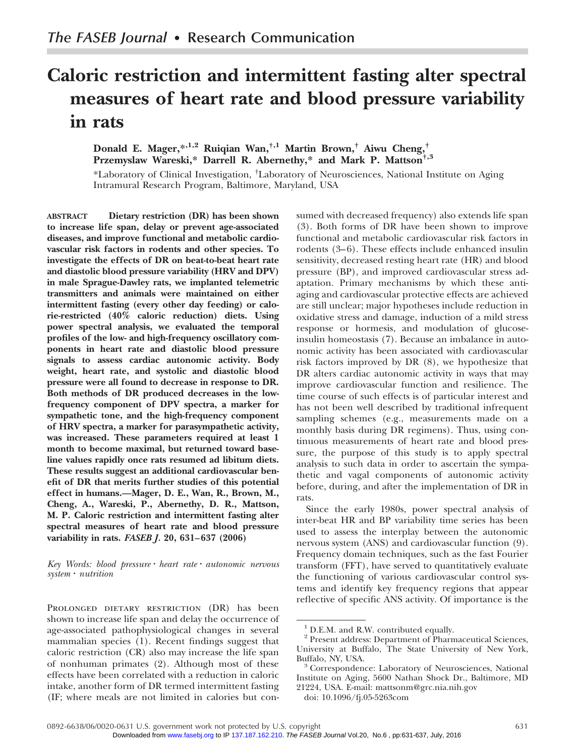*The FASEB Journal* • Research Communication

# Caloric restriction and intermittent fasting alter spectral measures of heart rate and blood pressure variability in rats

**Donald E. Mager,\*[,1,2] Ruiqian Wan,†[,1] Martin Brown,† Aiwu Cheng,† Przemyslaw Wareski,\* Darrell R. Abernethy,\* and Mark P. Mattson†[,3]**

\*Laboratory of Clinical Investigation, †Laboratory of Neurosciences, National Institute on Aging Intramural Research Program, Baltimore, Maryland, USA

ABSTRACT **Dietary restriction (DR) has been shown to increase life span, delay or prevent age-associated diseases, and improve functional and metabolic cardiovascular risk factors in rodents and other species. To investigate the effects of DR on beat-to-beat heart rate and diastolic blood pressure variability (HRV and DPV) in male Sprague-Dawley rats, we implanted telemetric transmitters and animals were maintained on either intermittent fasting (every other day feeding) or calorie-restricted (40% caloric reduction) diets. Using power spectral analysis, we evaluated the temporal profiles of the low- and high-frequency oscillatory components in heart rate and diastolic blood pressure signals to assess cardiac autonomic activity. Body weight, heart rate, and systolic and diastolic blood pressure were all found to decrease in response to DR. Both methods of DR produced decreases in the low-frequency component of DPV spectra, a marker for sympathetic tone, and the high-frequency component of HRV spectra, a marker for parasympathetic activity, was increased. These parameters required at least 1 month to become maximal, but returned toward baseline values rapidly once rats resumed ad libitum diets. These results suggest an additional cardiovascular benefit of DR that merits further studies of this potential effect in humans.—Mager, D. E., Wan, R., Brown, M., Cheng, A., Wareski, P., Abernethy, D. R., Mattson, M. P. Caloric restriction and intermittent fasting alter spectral measures of heart rate and blood pressure variability in rats. *FASEB J.* 20, 631–637 (2006)**

*Key Words: blood pressure · heart rate · autonomic nervous system · nutrition*

Prolonged dietary restriction (DR) has been shown to increase life span and delay the occurrence of age-associated pathophysiological changes in several mammalian species (1). Recent findings suggest that caloric restriction (CR) also may increase the life span of nonhuman primates (2). Although most of these effects have been correlated with a reduction in caloric intake, another form of DR termed intermittent fasting (IF; where meals are not limited in calories but consumed with decreased frequency) also extends life span (3). Both forms of DR have been shown to improve functional and metabolic cardiovascular risk factors in rodents (3–6). These effects include enhanced insulin sensitivity, decreased resting heart rate (HR) and blood pressure (BP), and improved cardiovascular stress adaptation. Primary mechanisms by which these anti-aging and cardiovascular protective effects are achieved are still unclear; major hypotheses include reduction in oxidative stress and damage, induction of a mild stress response or hormesis, and modulation of glucose-insulin homeostasis (7). Because an imbalance in autonomic activity has been associated with cardiovascular risk factors improved by DR (8), we hypothesize that DR alters cardiac autonomic activity in ways that may improve cardiovascular function and resilience. The time course of such effects is of particular interest and has not been well described by traditional infrequent sampling schemes (e.g., measurements made on a monthly basis during DR regimens). Thus, using continuous measurements of heart rate and blood pressure, the purpose of this study is to apply spectral analysis to such data in order to ascertain the sympathetic and vagal components of autonomic activity before, during, and after the implementation of DR in rats.

Since the early 1980s, power spectral analysis of inter-beat HR and BP variability time series has been used to assess the interplay between the autonomic nervous system (ANS) and cardiovascular function (9). Frequency domain techniques, such as the fast Fourier transform (FFT), have served to quantitatively evaluate the functioning of various cardiovascular control systems and identify key frequency regions that appear reflective of specific ANS activity. Of importance is the

[1] D.E.M. and R.W. contributed equally.

[2] Present address: Department of Pharmaceutical Sciences, University at Buffalo, The State University of New York, Buffalo, NY, USA.

[3] Correspondence: Laboratory of Neurosciences, National Institute on Aging, 5600 Nathan Shock Dr., Baltimore, MD 21224, USA. E-mail: mattsonm@grc.nia.nih.gov

doi: 10.1096/fj.05-5263com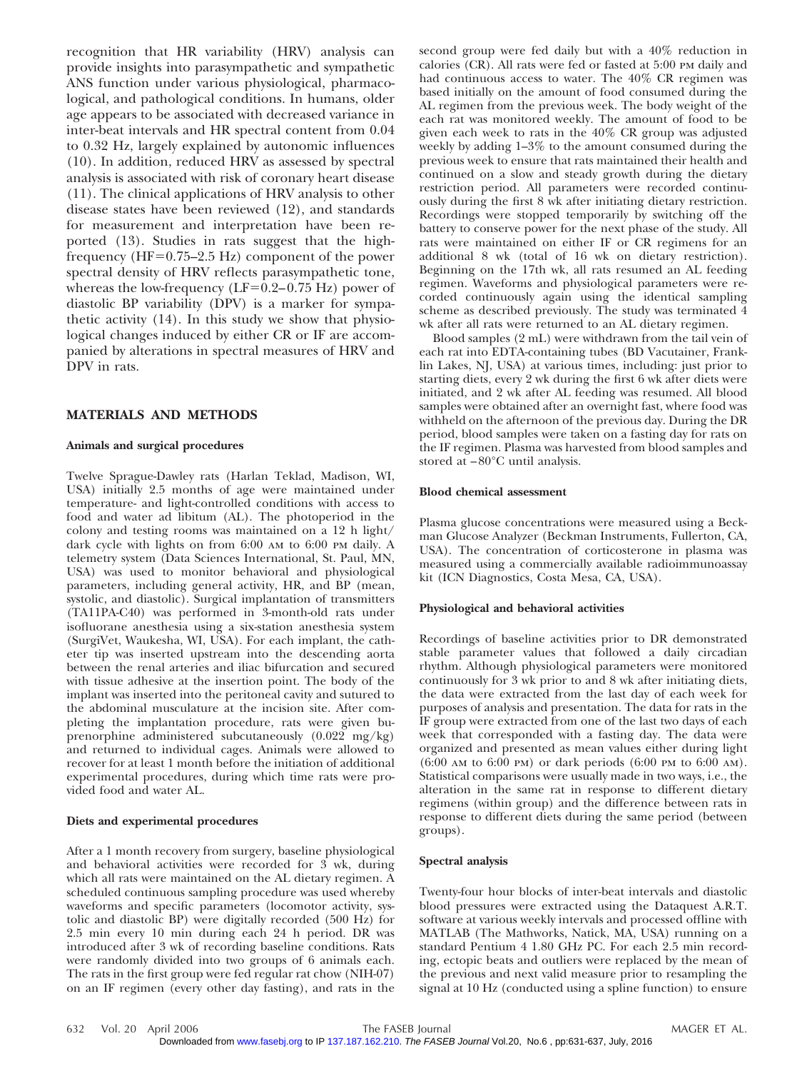recognition that HR variability (HRV) analysis can provide insights into parasympathetic and sympathetic ANS function under various physiological, pharmacological, and pathological conditions. In humans, older age appears to be associated with decreased variance in inter-beat intervals and HR spectral content from 0.04 to 0.32 Hz, largely explained by autonomic influences (10). In addition, reduced HRV as assessed by spectral analysis is associated with risk of coronary heart disease (11). The clinical applications of HRV analysis to other disease states have been reviewed (12), and standards for measurement and interpretation have been reported (13). Studies in rats suggest that the high-frequency (HF=0.75–2.5 Hz) component of the power spectral density of HRV reflects parasympathetic tone, whereas the low-frequency (LF=0.2–0.75 Hz) power of diastolic BP variability (DPV) is a marker for sympathetic activity (14). In this study we show that physiological changes induced by either CR or IF are accompanied by alterations in spectral measures of HRV and DPV in rats.

## MATERIALS AND METHODS

### Animals and surgical procedures

Twelve Sprague-Dawley rats (Harlan Teklad, Madison, WI, USA) initially 2.5 months of age were maintained under temperature- and light-controlled conditions with access to food and water ad libitum (AL). The photoperiod in the colony and testing rooms was maintained on a 12 h light/dark cycle with lights on from 6:00 AM to 6:00 PM daily. A telemetry system (Data Sciences International, St. Paul, MN, USA) was used to monitor behavioral and physiological parameters, including general activity, HR, and BP (mean, systolic, and diastolic). Surgical implantation of transmitters (TA11PA-C40) was performed in 3-month-old rats under isofluorane anesthesia using a six-station anesthesia system (SurgiVet, Waukesha, WI, USA). For each implant, the catheter tip was inserted upstream into the descending aorta between the renal arteries and iliac bifurcation and secured with tissue adhesive at the insertion point. The body of the implant was inserted into the peritoneal cavity and sutured to the abdominal musculature at the incision site. After completing the implantation procedure, rats were given buprenorphine administered subcutaneously (0.022 mg/kg) and returned to individual cages. Animals were allowed to recover for at least 1 month before the initiation of additional experimental procedures, during which time rats were provided food and water AL.

### Diets and experimental procedures

After a 1 month recovery from surgery, baseline physiological and behavioral activities were recorded for 3 wk, during which all rats were maintained on the AL dietary regimen. A scheduled continuous sampling procedure was used whereby waveforms and specific parameters (locomotor activity, systolic and diastolic BP) were digitally recorded (500 Hz) for 2.5 min every 10 min during each 24 h period. DR was introduced after 3 wk of recording baseline conditions. Rats were randomly divided into two groups of 6 animals each. The rats in the first group were fed regular rat chow (NIH-07) on an IF regimen (every other day fasting), and rats in the second group were fed daily but with a 40% reduction in calories (CR). All rats were fed or fasted at 5:00 PM daily and had continuous access to water. The 40% CR regimen was based initially on the amount of food consumed during the AL regimen from the previous week. The body weight of the each rat was monitored weekly. The amount of food to be given each week to rats in the 40% CR group was adjusted weekly by adding 1–3% to the amount consumed during the previous week to ensure that rats maintained their health and continued on a slow and steady growth during the dietary restriction period. All parameters were recorded continuously during the first 8 wk after initiating dietary restriction. Recordings were stopped temporarily by switching off the battery to conserve power for the next phase of the study. All rats were maintained on either IF or CR regimens for an additional 8 wk (total of 16 wk on dietary restriction). Beginning on the 17th wk, all rats resumed an AL feeding regimen. Waveforms and physiological parameters were recorded continuously again using the identical sampling scheme as described previously. The study was terminated 4 wk after all rats were returned to an AL dietary regimen.

Blood samples (2 mL) were withdrawn from the tail vein of each rat into EDTA-containing tubes (BD Vacutainer, Franklin Lakes, NJ, USA) at various times, including: just prior to starting diets, every 2 wk during the first 6 wk after diets were initiated, and 2 wk after AL feeding was resumed. All blood samples were obtained after an overnight fast, where food was withheld on the afternoon of the previous day. During the DR period, blood samples were taken on a fasting day for rats on the IF regimen. Plasma was harvested from blood samples and stored at −80°C until analysis.

### Blood chemical assessment

Plasma glucose concentrations were measured using a Beckman Glucose Analyzer (Beckman Instruments, Fullerton, CA, USA). The concentration of corticosterone in plasma was measured using a commercially available radioimmunoassay kit (ICN Diagnostics, Costa Mesa, CA, USA).

### Physiological and behavioral activities

Recordings of baseline activities prior to DR demonstrated stable parameter values that followed a daily circadian rhythm. Although physiological parameters were monitored continuously for 3 wk prior to and 8 wk after initiating diets, the data were extracted from the last day of each week for purposes of analysis and presentation. The data for rats in the IF group were extracted from one of the last two days of each week that corresponded with a fasting day. The data were organized and presented as mean values either during light (6:00 AM to 6:00 PM) or dark periods (6:00 PM to 6:00 AM). Statistical comparisons were usually made in two ways, i.e., the alteration in the same rat in response to different dietary regimens (within group) and the difference between rats in response to different diets during the same period (between groups).

### Spectral analysis

Twenty-four hour blocks of inter-beat intervals and diastolic blood pressures were extracted using the Dataquest A.R.T. software at various weekly intervals and processed offline with MATLAB (The Mathworks, Natick, MA, USA) running on a standard Pentium 4 1.80 GHz PC. For each 2.5 min recording, ectopic beats and outliers were replaced by the mean of the previous and next valid measure prior to resampling the signal at 10 Hz (conducted using a spline function) to ensure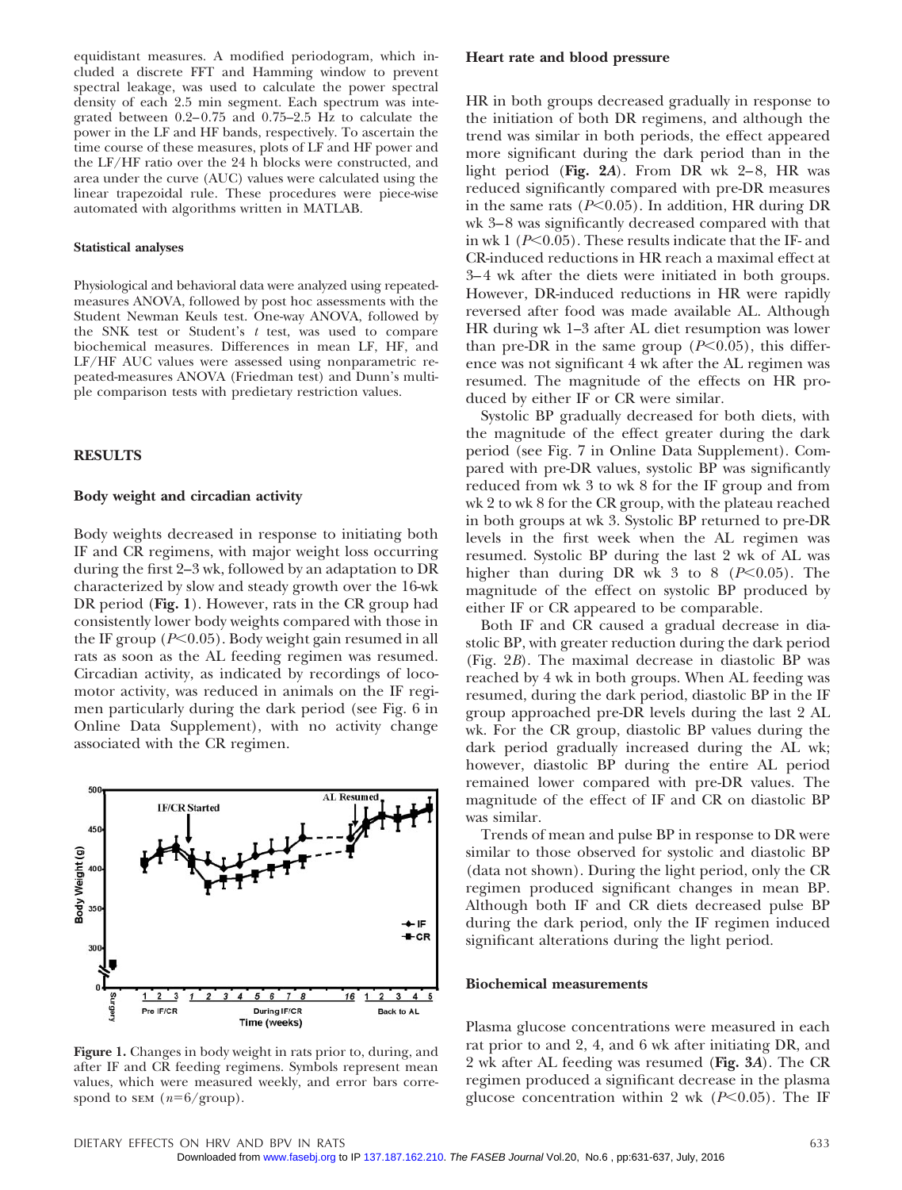equidistant measures. A modified periodogram, which included a discrete FFT and Hamming window to prevent spectral leakage, was used to calculate the power spectral density of each 2.5 min segment. Each spectrum was integrated between 0.2–0.75 and 0.75–2.5 Hz to calculate the power in the LF and HF bands, respectively. To ascertain the time course of these measures, plots of LF and HF power and the LF/HF ratio over the 24 h blocks were constructed, and area under the curve (AUC) values were calculated using the linear trapezoidal rule. These procedures were piece-wise automated with algorithms written in MATLAB.

#### Statistical analyses

Physiological and behavioral data were analyzed using repeated-measures ANOVA, followed by post hoc assessments with the Student Newman Keuls test. One-way ANOVA, followed by the SNK test or Student's *t* test, was used to compare biochemical measures. Differences in mean LF, HF, and LF/HF AUC values were assessed using nonparametric repeated-measures ANOVA (Friedman test) and Dunn's multiple comparison tests with predietary restriction values.

## RESULTS

#### Body weight and circadian activity

Body weights decreased in response to initiating both IF and CR regimens, with major weight loss occurring during the first 2–3 wk, followed by an adaptation to DR characterized by slow and steady growth over the 16-wk DR period (**Fig. 1**). However, rats in the CR group had consistently lower body weights compared with those in the IF group ($P<0.05$). Body weight gain resumed in all rats as soon as the AL feeding regimen was resumed. Circadian activity, as indicated by recordings of locomotor activity, was reduced in animals on the IF regimen particularly during the dark period (see Fig. 6 in Online Data Supplement), with no activity change associated with the CR regimen.

**Figure 1.** Changes in body weight in rats prior to, during, and after IF and CR feeding regimens. Symbols represent mean values, which were measured weekly, and error bars correspond to SEM ($n$=6/group).

#### Heart rate and blood pressure

HR in both groups decreased gradually in response to the initiation of both DR regimens, and although the trend was similar in both periods, the effect appeared more significant during the dark period than in the light period (**Fig. 2*A***). From DR wk 2–8, HR was reduced significantly compared with pre-DR measures in the same rats ($P<0.05$). In addition, HR during DR wk 3–8 was significantly decreased compared with that in wk 1 ($P<0.05$). These results indicate that the IF- and CR-induced reductions in HR reach a maximal effect at 3–4 wk after the diets were initiated in both groups. However, DR-induced reductions in HR were rapidly reversed after food was made available AL. Although HR during wk 1–3 after AL diet resumption was lower than pre-DR in the same group ($P<0.05$), this difference was not significant 4 wk after the AL regimen was resumed. The magnitude of the effects on HR produced by either IF or CR were similar.

Systolic BP gradually decreased for both diets, with the magnitude of the effect greater during the dark period (see Fig. 7 in Online Data Supplement). Compared with pre-DR values, systolic BP was significantly reduced from wk 3 to wk 8 for the IF group and from wk 2 to wk 8 for the CR group, with the plateau reached in both groups at wk 3. Systolic BP returned to pre-DR levels in the first week when the AL regimen was resumed. Systolic BP during the last 2 wk of AL was higher than during DR wk 3 to 8 ($P<0.05$). The magnitude of the effect on systolic BP produced by either IF or CR appeared to be comparable.

Both IF and CR caused a gradual decrease in diastolic BP, with greater reduction during the dark period (Fig. 2*B*). The maximal decrease in diastolic BP was reached by 4 wk in both groups. When AL feeding was resumed, during the dark period, diastolic BP in the IF group approached pre-DR levels during the last 2 AL wk. For the CR group, diastolic BP values during the dark period gradually increased during the AL wk; however, diastolic BP during the entire AL period remained lower compared with pre-DR values. The magnitude of the effect of IF and CR on diastolic BP was similar.

Trends of mean and pulse BP in response to DR were similar to those observed for systolic and diastolic BP (data not shown). During the light period, only the CR regimen produced significant changes in mean BP. Although both IF and CR diets decreased pulse BP during the dark period, only the IF regimen induced significant alterations during the light period.

#### Biochemical measurements

Plasma glucose concentrations were measured in each rat prior to and 2, 4, and 6 wk after initiating DR, and 2 wk after AL feeding was resumed (**Fig. 3*A***). The CR regimen produced a significant decrease in the plasma glucose concentration within 2 wk ($P<0.05$). The IF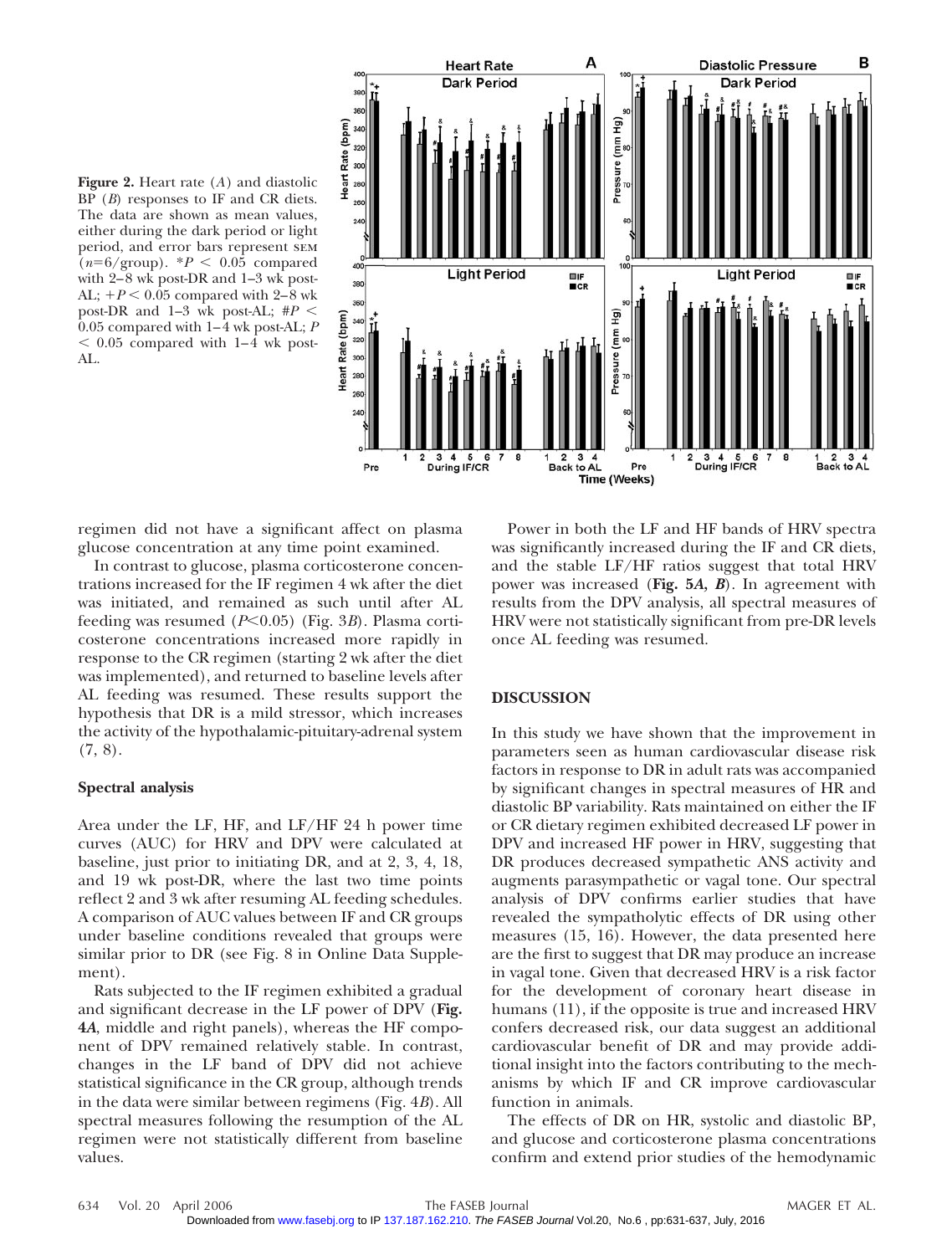**Figure 2.** Heart rate (*A*) and diastolic BP (*B*) responses to IF and CR diets. The data are shown as mean values, either during the dark period or light period, and error bars represent SEM ($n$=6/group). *$P$ < 0.05 compared with 2–8 wk post-DR and 1–3 wk post-AL; +$P$ < 0.05 compared with 2–8 wk post-DR and 1–3 wk post-AL; #$P$ < 0.05 compared with 1–4 wk post-AL; $P$ < 0.05 compared with 1–4 wk post-AL.

regimen did not have a significant affect on plasma glucose concentration at any time point examined.

In contrast to glucose, plasma corticosterone concentrations increased for the IF regimen 4 wk after the diet was initiated, and remained as such until after AL feeding was resumed ($P$<0.05) (Fig. 3*B*). Plasma corticosterone concentrations increased more rapidly in response to the CR regimen (starting 2 wk after the diet was implemented), and returned to baseline levels after AL feeding was resumed. These results support the hypothesis that DR is a mild stressor, which increases the activity of the hypothalamic-pituitary-adrenal system (7, 8).

### Spectral analysis

Area under the LF, HF, and LF/HF 24 h power time curves (AUC) for HRV and DPV were calculated at baseline, just prior to initiating DR, and at 2, 3, 4, 18, and 19 wk post-DR, where the last two time points reflect 2 and 3 wk after resuming AL feeding schedules. A comparison of AUC values between IF and CR groups under baseline conditions revealed that groups were similar prior to DR (see Fig. 8 in Online Data Supplement).

Rats subjected to the IF regimen exhibited a gradual and significant decrease in the LF power of DPV (**Fig. 4*A***, middle and right panels), whereas the HF component of DPV remained relatively stable. In contrast, changes in the LF band of DPV did not achieve statistical significance in the CR group, although trends in the data were similar between regimens (Fig. 4*B*). All spectral measures following the resumption of the AL regimen were not statistically different from baseline values.

Power in both the LF and HF bands of HRV spectra was significantly increased during the IF and CR diets, and the stable LF/HF ratios suggest that total HRV power was increased (**Fig. 5*A*, *B***). In agreement with results from the DPV analysis, all spectral measures of HRV were not statistically significant from pre-DR levels once AL feeding was resumed.

## DISCUSSION

In this study we have shown that the improvement in parameters seen as human cardiovascular disease risk factors in response to DR in adult rats was accompanied by significant changes in spectral measures of HR and diastolic BP variability. Rats maintained on either the IF or CR dietary regimen exhibited decreased LF power in DPV and increased HF power in HRV, suggesting that DR produces decreased sympathetic ANS activity and augments parasympathetic or vagal tone. Our spectral analysis of DPV confirms earlier studies that have revealed the sympatholytic effects of DR using other measures (15, 16). However, the data presented here are the first to suggest that DR may produce an increase in vagal tone. Given that decreased HRV is a risk factor for the development of coronary heart disease in humans (11), if the opposite is true and increased HRV confers decreased risk, our data suggest an additional cardiovascular benefit of DR and may provide additional insight into the factors contributing to the mechanisms by which IF and CR improve cardiovascular function in animals.

The effects of DR on HR, systolic and diastolic BP, and glucose and corticosterone plasma concentrations confirm and extend prior studies of the hemodynamic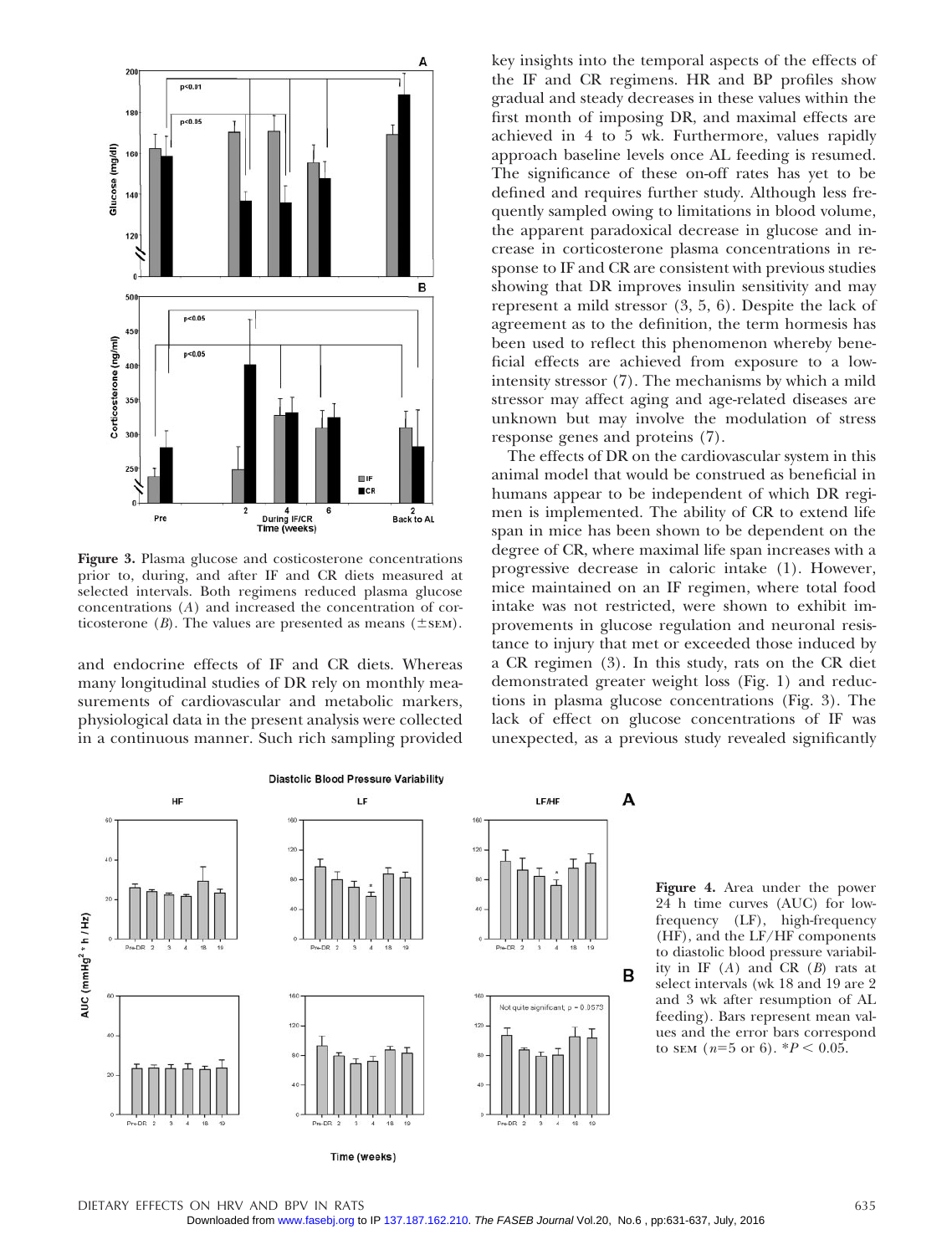A

Glucose (mg/dl)

p<0.01

p<0.05

B

Corticosterone (ng/ml)

p<0.05

p<0.05

IF

CR

Pre

2

4

During IF/CR

6

2

Back to AL

Time (weeks)

**Figure 3.** Plasma glucose and costicosterone concentrations prior to, during, and after IF and CR diets measured at selected intervals. Both regimens reduced plasma glucose concentrations (*A*) and increased the concentration of corticosterone (*B*). The values are presented as means (±SEM).

and endocrine effects of IF and CR diets. Whereas many longitudinal studies of DR rely on monthly measurements of cardiovascular and metabolic markers, physiological data in the present analysis were collected in a continuous manner. Such rich sampling provided key insights into the temporal aspects of the effects of the IF and CR regimens. HR and BP profiles show gradual and steady decreases in these values within the first month of imposing DR, and maximal effects are achieved in 4 to 5 wk. Furthermore, values rapidly approach baseline levels once AL feeding is resumed. The significance of these on-off rates has yet to be defined and requires further study. Although less frequently sampled owing to limitations in blood volume, the apparent paradoxical decrease in glucose and increase in corticosterone plasma concentrations in response to IF and CR are consistent with previous studies showing that DR improves insulin sensitivity and may represent a mild stressor (3, 5, 6). Despite the lack of agreement as to the definition, the term hormesis has been used to reflect this phenomenon whereby beneficial effects are achieved from exposure to a low-intensity stressor (7). The mechanisms by which a mild stressor may affect aging and age-related diseases are unknown but may involve the modulation of stress response genes and proteins (7).

The effects of DR on the cardiovascular system in this animal model that would be construed as beneficial in humans appear to be independent of which DR regimen is implemented. The ability of CR to extend life span in mice has been shown to be dependent on the degree of CR, where maximal life span increases with a progressive decrease in caloric intake (1). However, mice maintained on an IF regimen, where total food intake was not restricted, were shown to exhibit improvements in glucose regulation and neuronal resistance to injury that met or exceeded those induced by a CR regimen (3). In this study, rats on the CR diet demonstrated greater weight loss (Fig. 1) and reductions in plasma glucose concentrations (Fig. 3). The lack of effect on glucose concentrations of IF was unexpected, as a previous study revealed significantly

Diastolic Blood Pressure Variability

HF

LF

LF/HF

A

B

AUC (mmHg² * h / Hz)

Not quite significant, p = 0.0573

Pre-DR 2 3 4 18 19

Time (weeks)

**Figure 4.** Area under the power 24 h time curves (AUC) for low-frequency (LF), high-frequency (HF), and the LF/HF components to diastolic blood pressure variability in IF (*A*) and CR (*B*) rats at select intervals (wk 18 and 19 are 2 and 3 wk after resumption of AL feeding). Bars represent mean values and the error bars correspond to SEM ($n$=5 or 6). *$P < 0.05$.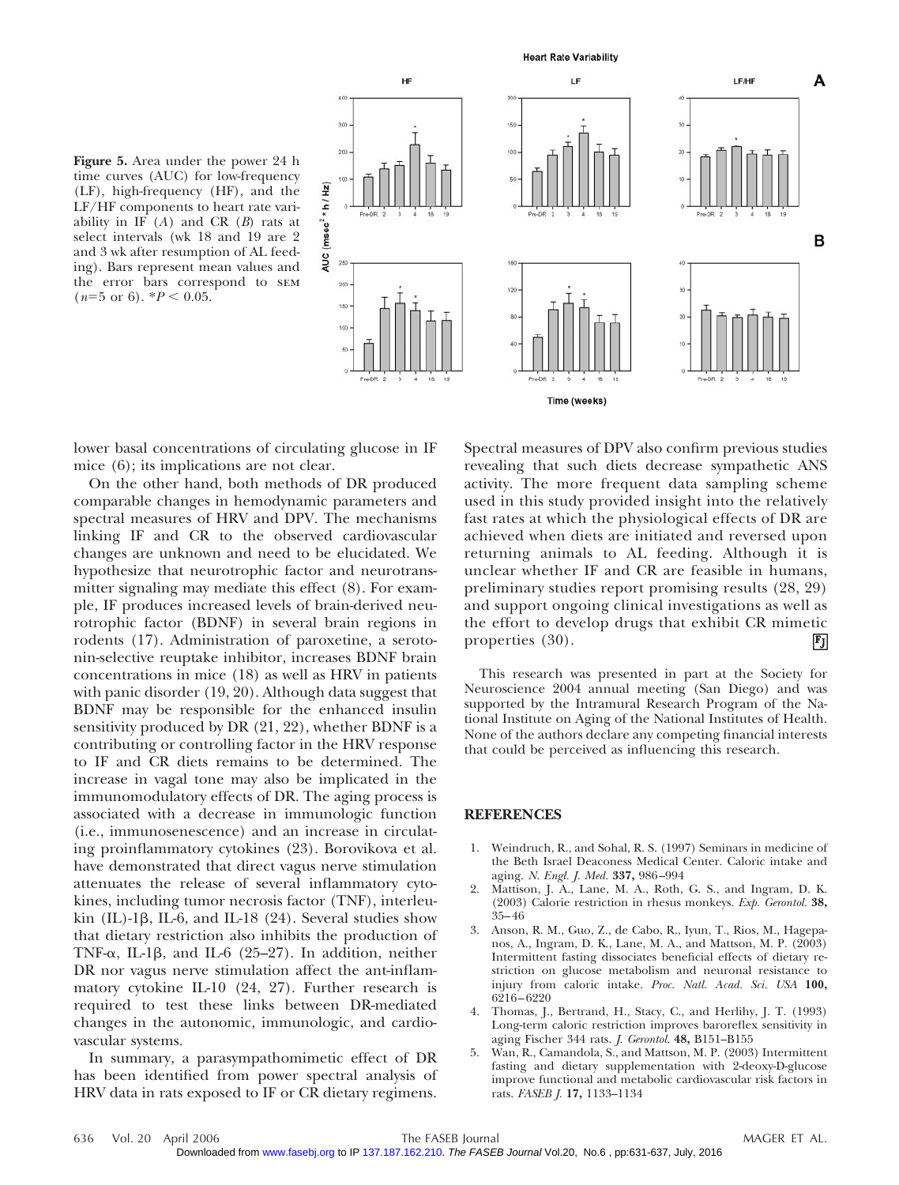**Figure 5.** Area under the power 24 h time curves (AUC) for low-frequency (LF), high-frequency (HF), and the LF/HF components to heart rate variability in IF (*A*) and CR (*B*) rats at select intervals (wk 18 and 19 are 2 and 3 wk after resumption of AL feeding). Bars represent mean values and the error bars correspond to SEM ($n$=5 or 6). $^*P < 0.05$.

lower basal concentrations of circulating glucose in IF mice (6); its implications are not clear.

On the other hand, both methods of DR produced comparable changes in hemodynamic parameters and spectral measures of HRV and DPV. The mechanisms linking IF and CR to the observed cardiovascular changes are unknown and need to be elucidated. We hypothesize that neurotrophic factor and neurotransmitter signaling may mediate this effect (8). For example, IF produces increased levels of brain-derived neurotrophic factor (BDNF) in several brain regions in rodents (17). Administration of paroxetine, a serotonin-selective reuptake inhibitor, increases BDNF brain concentrations in mice (18) as well as HRV in patients with panic disorder (19, 20). Although data suggest that BDNF may be responsible for the enhanced insulin sensitivity produced by DR (21, 22), whether BDNF is a contributing or controlling factor in the HRV response to IF and CR diets remains to be determined. The increase in vagal tone may also be implicated in the immunomodulatory effects of DR. The aging process is associated with a decrease in immunologic function (i.e., immunosenescence) and an increase in circulating proinflammatory cytokines (23). Borovikova et al. have demonstrated that direct vagus nerve stimulation attenuates the release of several inflammatory cytokines, including tumor necrosis factor (TNF), interleukin (IL)-1β, IL-6, and IL-18 (24). Several studies show that dietary restriction also inhibits the production of TNF-α, IL-1β, and IL-6 (25–27). In addition, neither DR nor vagus nerve stimulation affect the ant-inflammatory cytokine IL-10 (24, 27). Further research is required to test these links between DR-mediated changes in the autonomic, immunologic, and cardiovascular systems.

In summary, a parasympathomimetic effect of DR has been identified from power spectral analysis of HRV data in rats exposed to IF or CR dietary regimens. Spectral measures of DPV also confirm previous studies revealing that such diets decrease sympathetic ANS activity. The more frequent data sampling scheme used in this study provided insight into the relatively fast rates at which the physiological effects of DR are achieved when diets are initiated and reversed upon returning animals to AL feeding. Although it is unclear whether IF and CR are feasible in humans, preliminary studies report promising results (28, 29) and support ongoing clinical investigations as well as the effort to develop drugs that exhibit CR mimetic properties (30).

This research was presented in part at the Society for Neuroscience 2004 annual meeting (San Diego) and was supported by the Intramural Research Program of the National Institute on Aging of the National Institutes of Health. None of the authors declare any competing financial interests that could be perceived as influencing this research.

## REFERENCES

1. Weindruch, R., and Sohal, R. S. (1997) Seminars in medicine of the Beth Israel Deaconess Medical Center. Caloric intake and aging. *N. Engl. J. Med.* **337,** 986–994
2. Mattison, J. A., Lane, M. A., Roth, G. S., and Ingram, D. K. (2003) Calorie restriction in rhesus monkeys. *Exp. Gerontol.* **38,** 35–46
3. Anson, R. M., Guo, Z., de Cabo, R., Iyun, T., Rios, M., Hagepanos, A., Ingram, D. K., Lane, M. A., and Mattson, M. P. (2003) Intermittent fasting dissociates beneficial effects of dietary restriction on glucose metabolism and neuronal resistance to injury from caloric intake. *Proc. Natl. Acad. Sci. USA* **100,** 6216–6220
4. Thomas, J., Bertrand, H., Stacy, C., and Herlihy, J. T. (1993) Long-term caloric restriction improves baroreflex sensitivity in aging Fischer 344 rats. *J. Gerontol.* **48,** B151–B155
5. Wan, R., Camandola, S., and Mattson, M. P. (2003) Intermittent fasting and dietary supplementation with 2-deoxy-D-glucose improve functional and metabolic cardiovascular risk factors in rats. *FASEB J.* **17,** 1133–1134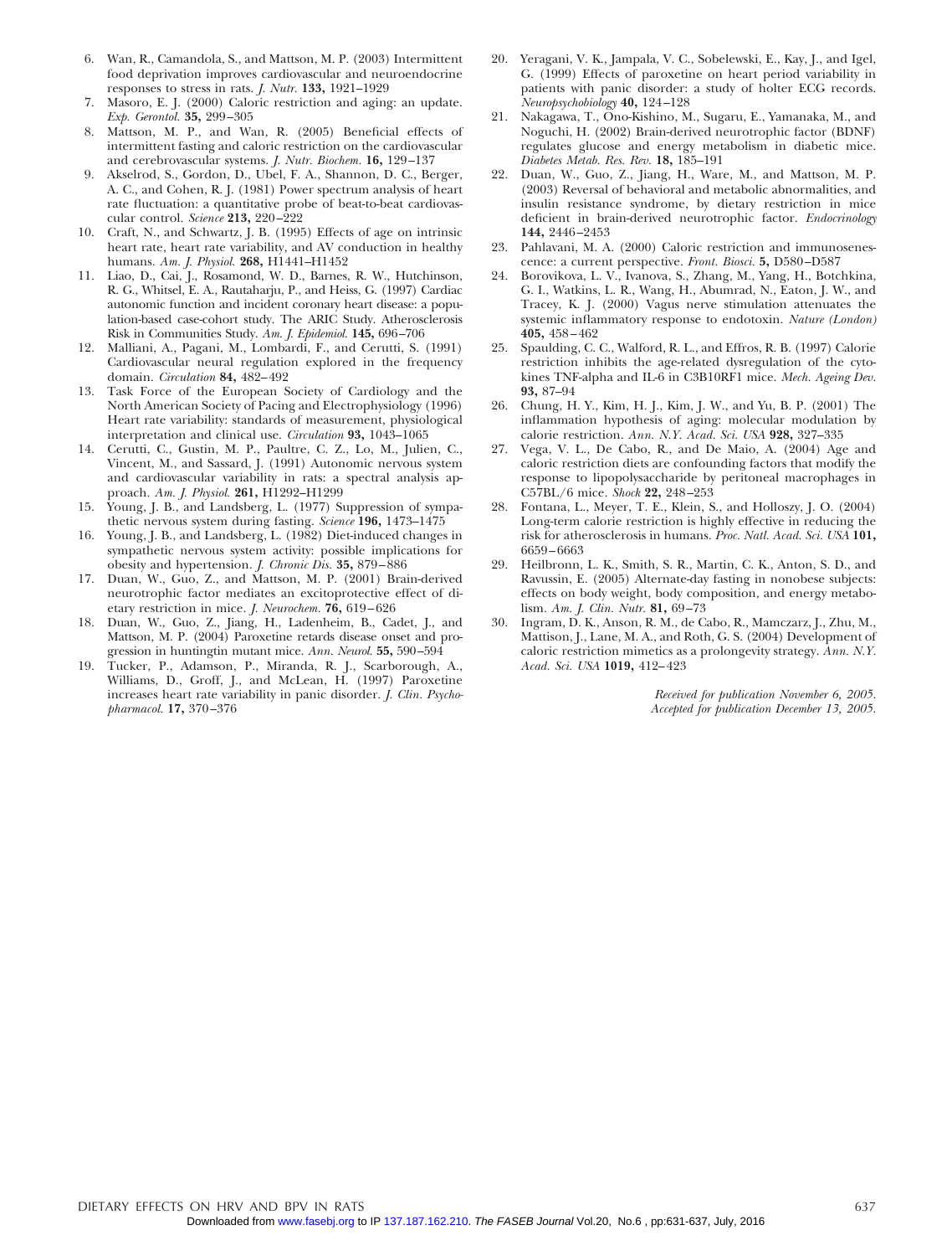6. Wan, R., Camandola, S., and Mattson, M. P. (2003) Intermittent food deprivation improves cardiovascular and neuroendocrine responses to stress in rats. *J. Nutr.* **133,** 1921–1929
7. Masoro, E. J. (2000) Caloric restriction and aging: an update. *Exp. Gerontol.* **35,** 299–305
8. Mattson, M. P., and Wan, R. (2005) Beneficial effects of intermittent fasting and caloric restriction on the cardiovascular and cerebrovascular systems. *J. Nutr. Biochem.* **16,** 129–137
9. Akselrod, S., Gordon, D., Ubel, F. A., Shannon, D. C., Berger, A. C., and Cohen, R. J. (1981) Power spectrum analysis of heart rate fluctuation: a quantitative probe of beat-to-beat cardiovascular control. *Science* **213,** 220–222
10. Craft, N., and Schwartz, J. B. (1995) Effects of age on intrinsic heart rate, heart rate variability, and AV conduction in healthy humans. *Am. J. Physiol.* **268,** H1441–H1452
11. Liao, D., Cai, J., Rosamond, W. D., Barnes, R. W., Hutchinson, R. G., Whitsel, E. A., Rautaharju, P., and Heiss, G. (1997) Cardiac autonomic function and incident coronary heart disease: a population-based case-cohort study. The ARIC Study. Atherosclerosis Risk in Communities Study. *Am. J. Epidemiol.* **145,** 696–706
12. Malliani, A., Pagani, M., Lombardi, F., and Cerutti, S. (1991) Cardiovascular neural regulation explored in the frequency domain. *Circulation* **84,** 482–492
13. Task Force of the European Society of Cardiology and the North American Society of Pacing and Electrophysiology (1996) Heart rate variability: standards of measurement, physiological interpretation and clinical use. *Circulation* **93,** 1043–1065
14. Cerutti, C., Gustin, M. P., Paultre, C. Z., Lo, M., Julien, C., Vincent, M., and Sassard, J. (1991) Autonomic nervous system and cardiovascular variability in rats: a spectral analysis approach. *Am. J. Physiol.* **261,** H1292–H1299
15. Young, J. B., and Landsberg, L. (1977) Suppression of sympathetic nervous system during fasting. *Science* **196,** 1473–1475
16. Young, J. B., and Landsberg, L. (1982) Diet-induced changes in sympathetic nervous system activity: possible implications for obesity and hypertension. *J. Chronic Dis.* **35,** 879–886
17. Duan, W., Guo, Z., and Mattson, M. P. (2001) Brain-derived neurotrophic factor mediates an excitoprotective effect of dietary restriction in mice. *J. Neurochem.* **76,** 619–626
18. Duan, W., Guo, Z., Jiang, H., Ladenheim, B., Cadet, J., and Mattson, M. P. (2004) Paroxetine retards disease onset and progression in huntingtin mutant mice. *Ann. Neurol.* **55,** 590–594
19. Tucker, P., Adamson, P., Miranda, R. J., Scarborough, A., Williams, D., Groff, J., and McLean, H. (1997) Paroxetine increases heart rate variability in panic disorder. *J. Clin. Psychopharmacol.* **17,** 370–376
20. Yeragani, V. K., Jampala, V. C., Sobelewski, E., Kay, J., and Igel, G. (1999) Effects of paroxetine on heart period variability in patients with panic disorder: a study of holter ECG records. *Neuropsychobiology* **40,** 124–128
21. Nakagawa, T., Ono-Kishino, M., Sugaru, E., Yamanaka, M., and Noguchi, H. (2002) Brain-derived neurotrophic factor (BDNF) regulates glucose and energy metabolism in diabetic mice. *Diabetes Metab. Res. Rev.* **18,** 185–191
22. Duan, W., Guo, Z., Jiang, H., Ware, M., and Mattson, M. P. (2003) Reversal of behavioral and metabolic abnormalities, and insulin resistance syndrome, by dietary restriction in mice deficient in brain-derived neurotrophic factor. *Endocrinology* **144,** 2446–2453
23. Pahlavani, M. A. (2000) Caloric restriction and immunosenescence: a current perspective. *Front. Biosci.* **5,** D580–D587
24. Borovikova, L. V., Ivanova, S., Zhang, M., Yang, H., Botchkina, G. I., Watkins, L. R., Wang, H., Abumrad, N., Eaton, J. W., and Tracey, K. J. (2000) Vagus nerve stimulation attenuates the systemic inflammatory response to endotoxin. *Nature (London)* **405,** 458–462
25. Spaulding, C. C., Walford, R. L., and Effros, R. B. (1997) Calorie restriction inhibits the age-related dysregulation of the cytokines TNF-alpha and IL-6 in C3B10RF1 mice. *Mech. Ageing Dev.* **93,** 87–94
26. Chung, H. Y., Kim, H. J., Kim, J. W., and Yu, B. P. (2001) The inflammation hypothesis of aging: molecular modulation by calorie restriction. *Ann. N.Y. Acad. Sci. USA* **928,** 327–335
27. Vega, V. L., De Cabo, R., and De Maio, A. (2004) Age and caloric restriction diets are confounding factors that modify the response to lipopolysaccharide by peritoneal macrophages in C57BL/6 mice. *Shock* **22,** 248–253
28. Fontana, L., Meyer, T. E., Klein, S., and Holloszy, J. O. (2004) Long-term calorie restriction is highly effective in reducing the risk for atherosclerosis in humans. *Proc. Natl. Acad. Sci. USA* **101,** 6659–6663
29. Heilbronn, L. K., Smith, S. R., Martin, C. K., Anton, S. D., and Ravussin, E. (2005) Alternate-day fasting in nonobese subjects: effects on body weight, body composition, and energy metabolism. *Am. J. Clin. Nutr.* **81,** 69–73
30. Ingram, D. K., Anson, R. M., de Cabo, R., Mamczarz, J., Zhu, M., Mattison, J., Lane, M. A., and Roth, G. S. (2004) Development of caloric restriction mimetics as a prolongevity strategy. *Ann. N.Y. Acad. Sci. USA* **1019,** 412–423

*Received for publication November 6, 2005.*
*Accepted for publication December 13, 2005.*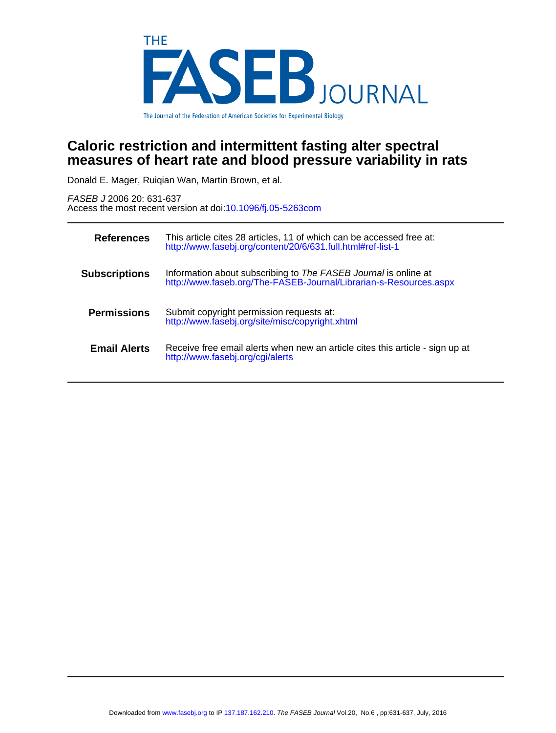# THE FASEB JOURNAL

The Journal of the Federation of American Societies for Experimental Biology

## Caloric restriction and intermittent fasting alter spectral measures of heart rate and blood pressure variability in rats

Donald E. Mager, Ruiqian Wan, Martin Brown, et al.

*FASEB J* 2006 20: 631-637
Access the most recent version at doi:10.1096/fj.05-5263com

| | |
|---|---|
| **References** | This article cites 28 articles, 11 of which can be accessed free at: http://www.fasebj.org/content/20/6/631.full.html#ref-list-1 |
| **Subscriptions** | Information about subscribing to *The FASEB Journal* is online at http://www.faseb.org/The-FASEB-Journal/Librarian-s-Resources.aspx |
| **Permissions** | Submit copyright permission requests at: http://www.fasebj.org/site/misc/copyright.xhtml |
| **Email Alerts** | Receive free email alerts when new an article cites this article - sign up at http://www.fasebj.org/cgi/alerts |

Downloaded from www.fasebj.org to IP 137.187.162.210. *The FASEB Journal* Vol.20, No.6 , pp:631-637, July, 2016